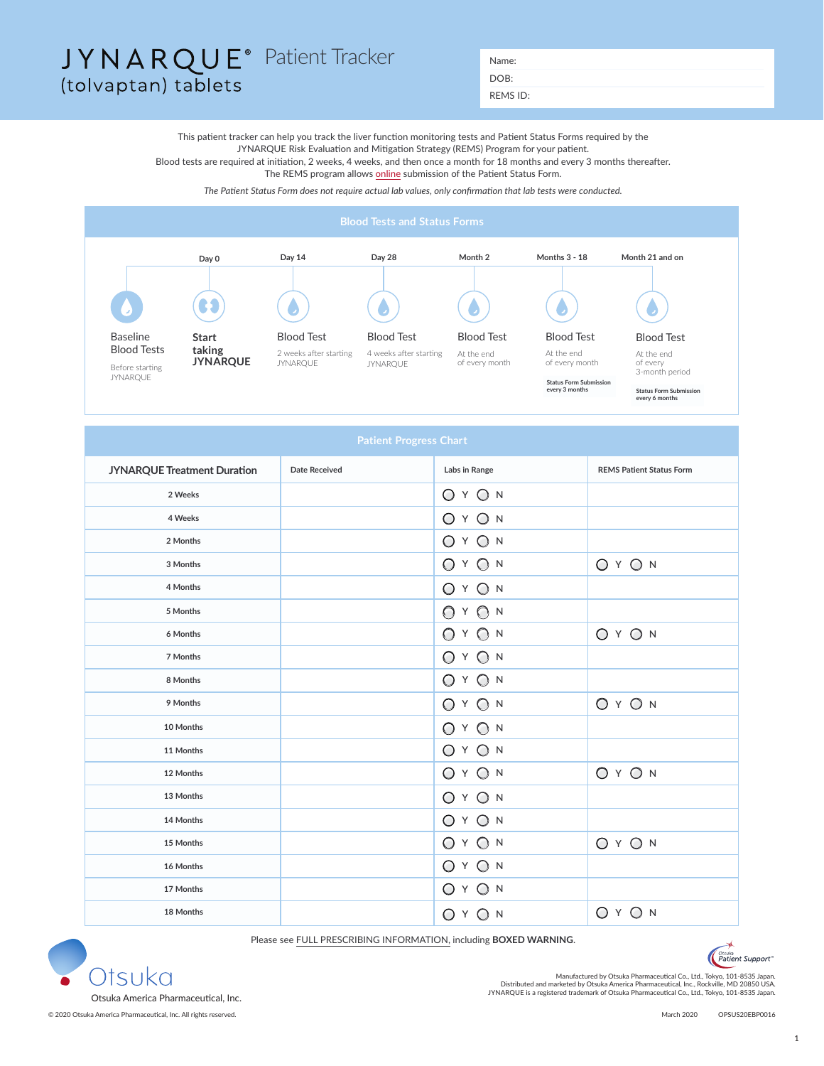# JYNARQUE® (tolvaptan) tablets Patient Tracker

Name:

DOB:

REMS ID:

This patient tracker can help you track the liver function monitoring tests and Patient Status Forms required by the JYNARQUE Risk Evaluation and Mitigation Strategy (REMS) Program for your patient.
Blood tests are required at initiation, 2 weeks, 4 weeks, and then once a month for 18 months and every 3 months thereafter.
The REMS program allows online submission of the Patient Status Form.

*The Patient Status Form does not require actual lab values, only confirmation that lab tests were conducted.*

## Blood Tests and Status Forms

| | Day 0 | Day 14 | Day 28 | Month 2 | Months 3 - 18 | Month 21 and on |
|---|---|---|---|---|---|---|
| **Baseline Blood Tests** Before starting JYNARQUE | **Start taking JYNARQUE** | **Blood Test** 2 weeks after starting JYNARQUE | **Blood Test** 4 weeks after starting JYNARQUE | **Blood Test** At the end of every month | **Blood Test** At the end of every month<br>Status Form Submission every 3 months | **Blood Test** At the end of every 3-month period<br>Status Form Submission every 6 months |

## Patient Progress Chart

| JYNARQUE Treatment Duration | Date Received | Labs in Range | REMS Patient Status Form |
|---|---|---|---|
| 2 Weeks | | ◯ Y ◯ N | |
| 4 Weeks | | ◯ Y ◯ N | |
| 2 Months | | ◯ Y ◯ N | |
| 3 Months | | ◯ Y ◯ N | ◯ Y ◯ N |
| 4 Months | | ◯ Y ◯ N | |
| 5 Months | | ◯ Y ◯ N | |
| 6 Months | | ◯ Y ◯ N | ◯ Y ◯ N |
| 7 Months | | ◯ Y ◯ N | |
| 8 Months | | ◯ Y ◯ N | |
| 9 Months | | ◯ Y ◯ N | ◯ Y ◯ N |
| 10 Months | | ◯ Y ◯ N | |
| 11 Months | | ◯ Y ◯ N | |
| 12 Months | | ◯ Y ◯ N | ◯ Y ◯ N |
| 13 Months | | ◯ Y ◯ N | |
| 14 Months | | ◯ Y ◯ N | |
| 15 Months | | ◯ Y ◯ N | ◯ Y ◯ N |
| 16 Months | | ◯ Y ◯ N | |
| 17 Months | | ◯ Y ◯ N | |
| 18 Months | | ◯ Y ◯ N | ◯ Y ◯ N |

Please see FULL PRESCRIBING INFORMATION, including **BOXED WARNING**.

Otsuka
Otsuka America Pharmaceutical, Inc.

Otsuka Patient Support℠

Manufactured by Otsuka Pharmaceutical Co., Ltd., Tokyo, 101-8535 Japan.
Distributed and marketed by Otsuka America Pharmaceutical, Inc., Rockville, MD 20850 USA.
JYNARQUE is a registered trademark of Otsuka Pharmaceutical Co., Ltd., Tokyo, 101-8535 Japan.

© 2020 Otsuka America Pharmaceutical, Inc. All rights reserved.

March 2020 OPSUS20EBP0016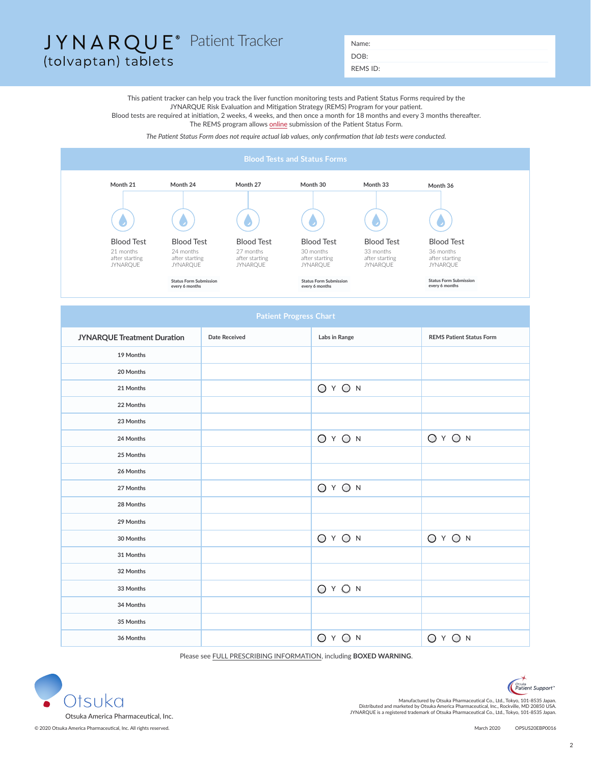# JYNARQUE® (tolvaptan) tablets Patient Tracker

Name:

DOB:

REMS ID:

This patient tracker can help you track the liver function monitoring tests and Patient Status Forms required by the JYNARQUE Risk Evaluation and Mitigation Strategy (REMS) Program for your patient.
Blood tests are required at initiation, 2 weeks, 4 weeks, and then once a month for 18 months and every 3 months thereafter.
The REMS program allows online submission of the Patient Status Form.

*The Patient Status Form does not require actual lab values, only confirmation that lab tests were conducted.*

## Blood Tests and Status Forms

**Month 21**
Blood Test
21 months after starting JYNARQUE

**Month 24**
Blood Test
24 months after starting JYNARQUE
Status Form Submission every 6 months

**Month 27**
Blood Test
27 months after starting JYNARQUE

**Month 30**
Blood Test
30 months after starting JYNARQUE
Status Form Submission every 6 months

**Month 33**
Blood Test
33 months after starting JYNARQUE

**Month 36**
Blood Test
36 months after starting JYNARQUE
Status Form Submission every 6 months

## Patient Progress Chart

| JYNARQUE Treatment Duration | Date Received | Labs in Range | REMS Patient Status Form |
|---|---|---|---|
| 19 Months | | | |
| 20 Months | | | |
| 21 Months | | ○ Y ○ N | |
| 22 Months | | | |
| 23 Months | | | |
| 24 Months | | ○ Y ○ N | ○ Y ○ N |
| 25 Months | | | |
| 26 Months | | | |
| 27 Months | | ○ Y ○ N | |
| 28 Months | | | |
| 29 Months | | | |
| 30 Months | | ○ Y ○ N | ○ Y ○ N |
| 31 Months | | | |
| 32 Months | | | |
| 33 Months | | ○ Y ○ N | |
| 34 Months | | | |
| 35 Months | | | |
| 36 Months | | ○ Y ○ N | ○ Y ○ N |

Please see FULL PRESCRIBING INFORMATION, including **BOXED WARNING**.

Otsuka
Otsuka America Pharmaceutical, Inc.

Otsuka Patient Support™

Manufactured by Otsuka Pharmaceutical Co., Ltd., Tokyo, 101-8535 Japan.
Distributed and marketed by Otsuka America Pharmaceutical, Inc., Rockville, MD 20850 USA.
JYNARQUE is a registered trademark of Otsuka Pharmaceutical Co., Ltd., Tokyo, 101-8535 Japan.

© 2020 Otsuka America Pharmaceutical, Inc. All rights reserved.

March 2020 OPSUS20EBP0016